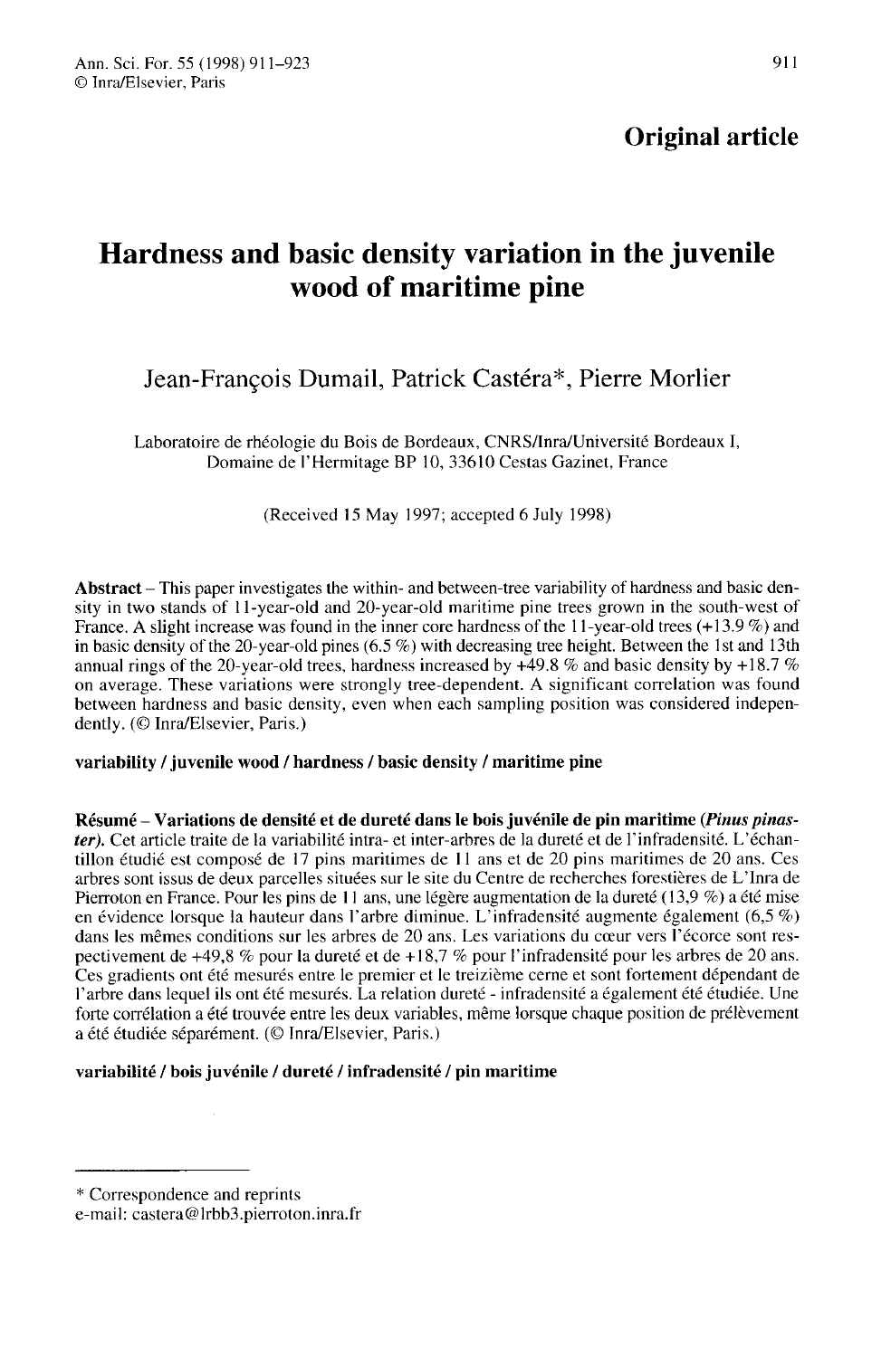**Original article**

# Hardness and basic density variation in the juvenile wood of maritime pine

Jean-François Dumail, Patrick Castéra*, Pierre Morlier

Laboratoire de rhéologie du Bois de Bordeaux, CNRS/Inra/Université Bordeaux I, Domaine de l'Hermitage BP 10, 33610 Cestas Gazinet, France

(Received 15 May 1997; accepted 6 July 1998)

**Abstract** – This paper investigates the within- and between-tree variability of hardness and basic density in two stands of 11-year-old and 20-year-old maritime pine trees grown in the south-west of France. A slight increase was found in the inner core hardness of the 11-year-old trees (+13.9 %) and in basic density of the 20-year-old pines (6.5 %) with decreasing tree height. Between the 1st and 13th annual rings of the 20-year-old trees, hardness increased by +49.8 % and basic density by +18.7 % on average. These variations were strongly tree-dependent. A significant correlation was found between hardness and basic density, even when each sampling position was considered independently. (© Inra/Elsevier, Paris.)

**variability / juvenile wood / hardness / basic density / maritime pine**

**Résumé – Variations de densité et de dureté dans le bois juvénile de pin maritime (*Pinus pinaster*).** Cet article traite de la variabilité intra- et inter-arbres de la dureté et de l'infradensité. L'échantillon étudié est composé de 17 pins maritimes de 11 ans et de 20 pins maritimes de 20 ans. Ces arbres sont issus de deux parcelles situées sur le site du Centre de recherches forestières de L'Inra de Pierroton en France. Pour les pins de 11 ans, une légère augmentation de la dureté (13,9 %) a été mise en évidence lorsque la hauteur dans l'arbre diminue. L'infradensité augmente également (6,5 %) dans les mêmes conditions sur les arbres de 20 ans. Les variations du cœur vers l'écorce sont respectivement de +49,8 % pour la dureté et de +18,7 % pour l'infradensité pour les arbres de 20 ans. Ces gradients ont été mesurés entre le premier et le treizième cerne et sont fortement dépendant de l'arbre dans lequel ils ont été mesurés. La relation dureté - infradensité a également été étudiée. Une forte corrélation a été trouvée entre les deux variables, même lorsque chaque position de prélèvement a été étudiée séparément. (© Inra/Elsevier, Paris.)

**variabilité / bois juvénile / dureté / infradensité / pin maritime**

---

* Correspondence and reprints
e-mail: castera@lrbb3.pierroton.inra.fr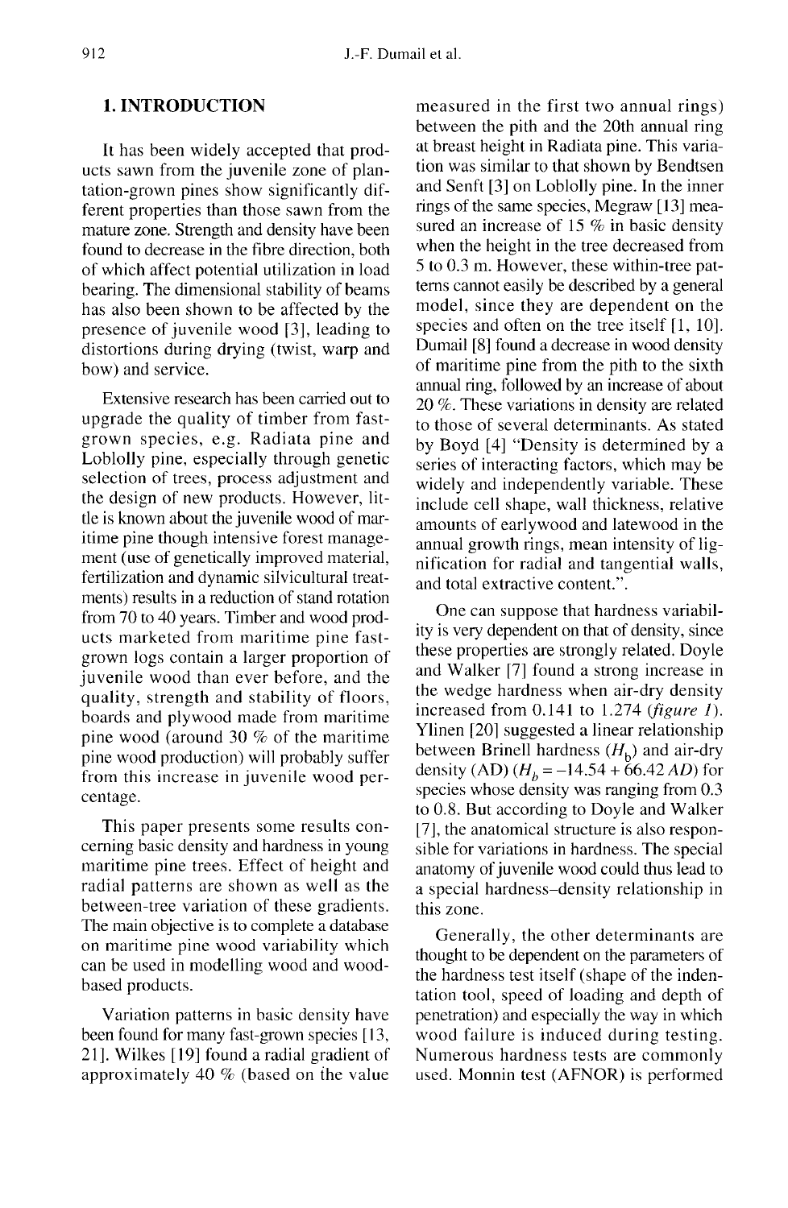## 1. INTRODUCTION

It has been widely accepted that products sawn from the juvenile zone of plantation-grown pines show significantly different properties than those sawn from the mature zone. Strength and density have been found to decrease in the fibre direction, both of which affect potential utilization in load bearing. The dimensional stability of beams has also been shown to be affected by the presence of juvenile wood [3], leading to distortions during drying (twist, warp and bow) and service.

Extensive research has been carried out to upgrade the quality of timber from fast-grown species, e.g. Radiata pine and Loblolly pine, especially through genetic selection of trees, process adjustment and the design of new products. However, little is known about the juvenile wood of maritime pine though intensive forest management (use of genetically improved material, fertilization and dynamic silvicultural treatments) results in a reduction of stand rotation from 70 to 40 years. Timber and wood products marketed from maritime pine fast-grown logs contain a larger proportion of juvenile wood than ever before, and the quality, strength and stability of floors, boards and plywood made from maritime pine wood (around 30 % of the maritime pine wood production) will probably suffer from this increase in juvenile wood percentage.

This paper presents some results concerning basic density and hardness in young maritime pine trees. Effect of height and radial patterns are shown as well as the between-tree variation of these gradients. The main objective is to complete a database on maritime pine wood variability which can be used in modelling wood and wood-based products.

Variation patterns in basic density have been found for many fast-grown species [13, 21]. Wilkes [19] found a radial gradient of approximately 40 % (based on the value measured in the first two annual rings) between the pith and the 20th annual ring at breast height in Radiata pine. This variation was similar to that shown by Bendtsen and Senft [3] on Loblolly pine. In the inner rings of the same species, Megraw [13] measured an increase of 15 % in basic density when the height in the tree decreased from 5 to 0.3 m. However, these within-tree patterns cannot easily be described by a general model, since they are dependent on the species and often on the tree itself [1, 10]. Dumail [8] found a decrease in wood density of maritime pine from the pith to the sixth annual ring, followed by an increase of about 20 %. These variations in density are related to those of several determinants. As stated by Boyd [4] "Density is determined by a series of interacting factors, which may be widely and independently variable. These include cell shape, wall thickness, relative amounts of earlywood and latewood in the annual growth rings, mean intensity of lignification for radial and tangential walls, and total extractive content.".

One can suppose that hardness variability is very dependent on that of density, since these properties are strongly related. Doyle and Walker [7] found a strong increase in the wedge hardness when air-dry density increased from 0.141 to 1.274 (*figure 1*). Ylinen [20] suggested a linear relationship between Brinell hardness ($H_b$) and air-dry density (AD) ($H_b = -14.54 + 66.42\,AD$) for species whose density was ranging from 0.3 to 0.8. But according to Doyle and Walker [7], the anatomical structure is also responsible for variations in hardness. The special anatomy of juvenile wood could thus lead to a special hardness–density relationship in this zone.

Generally, the other determinants are thought to be dependent on the parameters of the hardness test itself (shape of the indentation tool, speed of loading and depth of penetration) and especially the way in which wood failure is induced during testing. Numerous hardness tests are commonly used. Monnin test (AFNOR) is performed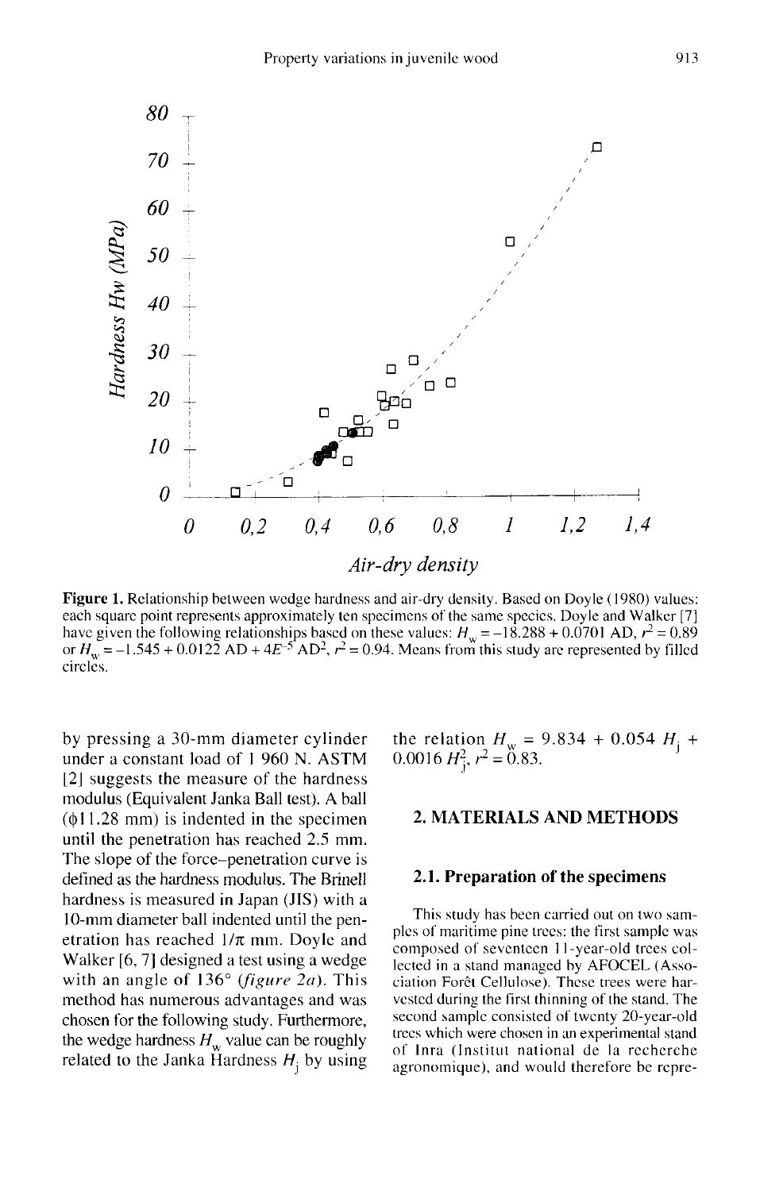Figure 1. Relationship between wedge hardness and air-dry density. Based on Doyle (1980) values: each square point represents approximately ten specimens of the same species. Doyle and Walker [7] have given the following relationships based on these values: $H_w = -18.288 + 0.0701$ AD, $r^2 = 0.89$ or $H_w = -1.545 + 0.0122$ AD $+ 4E^{-5}$ AD$^2$, $r^2 = 0.94$. Means from this study are represented by filled circles.

by pressing a 30-mm diameter cylinder under a constant load of 1 960 N. ASTM [2] suggests the measure of the hardness modulus (Equivalent Janka Ball test). A ball ($\phi$11.28 mm) is indented in the specimen until the penetration has reached 2.5 mm. The slope of the force–penetration curve is defined as the hardness modulus. The Brinell hardness is measured in Japan (JIS) with a 10-mm diameter ball indented until the penetration has reached $1/\pi$ mm. Doyle and Walker [6, 7] designed a test using a wedge with an angle of 136° (*figure 2a*). This method has numerous advantages and was chosen for the following study. Furthermore, the wedge hardness $H_w$ value can be roughly related to the Janka Hardness $H_j$ by using the relation $H_w = 9.834 + 0.054\ H_j + 0.0016\ H_j^2$, $r^2 = 0.83$.

## 2. MATERIALS AND METHODS

### 2.1. Preparation of the specimens

This study has been carried out on two samples of maritime pine trees: the first sample was composed of seventeen 11-year-old trees collected in a stand managed by AFOCEL (Association Forêt Cellulose). These trees were harvested during the first thinning of the stand. The second sample consisted of twenty 20-year-old trees which were chosen in an experimental stand of Inra (Institut national de la recherche agronomique), and would therefore be repre-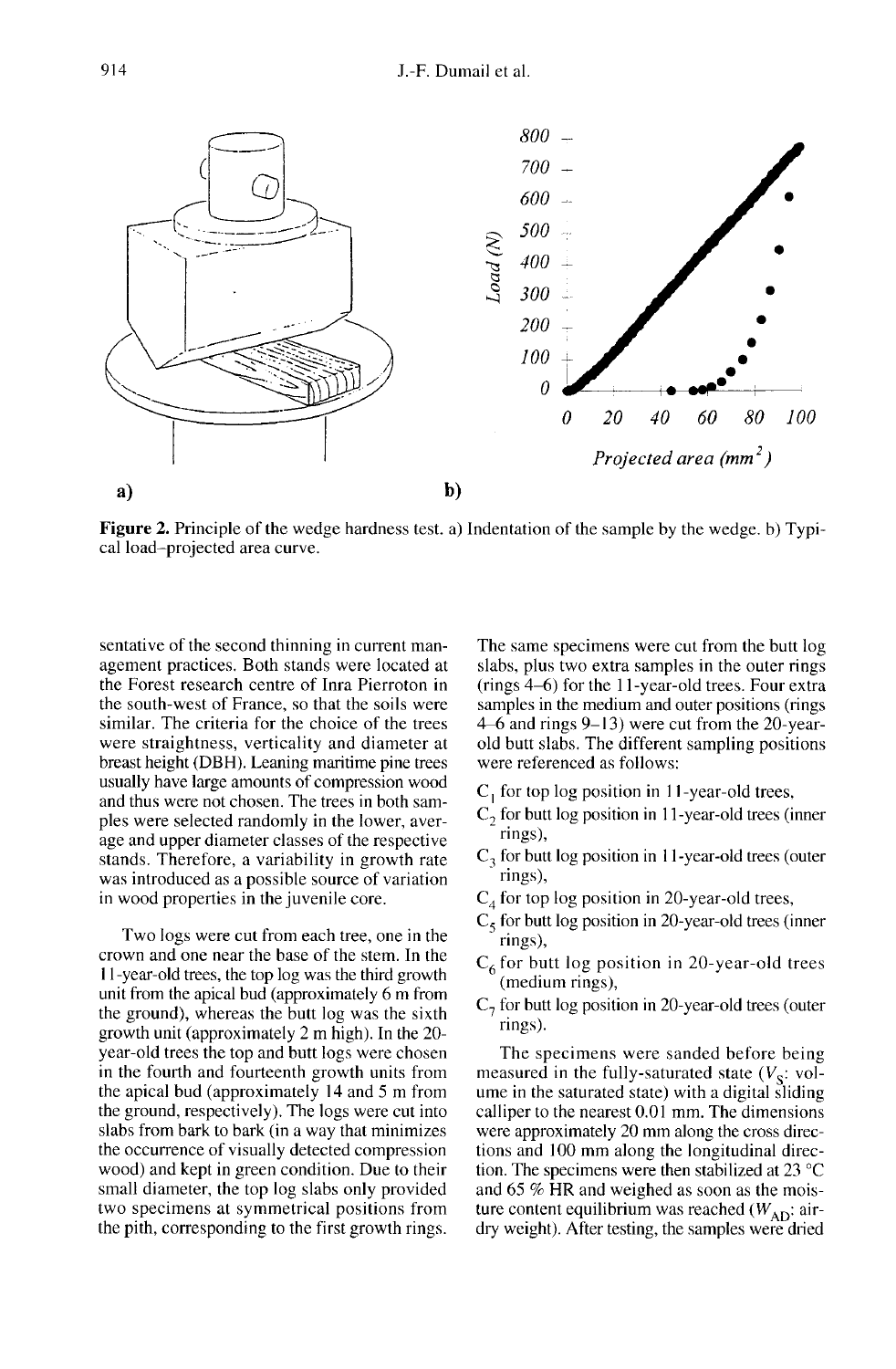Figure 2. Principle of the wedge hardness test. a) Indentation of the sample by the wedge. b) Typical load–projected area curve.

sentative of the second thinning in current management practices. Both stands were located at the Forest research centre of Inra Pierroton in the south-west of France, so that the soils were similar. The criteria for the choice of the trees were straightness, verticality and diameter at breast height (DBH). Leaning maritime pine trees usually have large amounts of compression wood and thus were not chosen. The trees in both samples were selected randomly in the lower, average and upper diameter classes of the respective stands. Therefore, a variability in growth rate was introduced as a possible source of variation in wood properties in the juvenile core.

Two logs were cut from each tree, one in the crown and one near the base of the stem. In the 11-year-old trees, the top log was the third growth unit from the apical bud (approximately 6 m from the ground), whereas the butt log was the sixth growth unit (approximately 2 m high). In the 20-year-old trees the top and butt logs were chosen in the fourth and fourteenth growth units from the apical bud (approximately 14 and 5 m from the ground, respectively). The logs were cut into slabs from bark to bark (in a way that minimizes the occurrence of visually detected compression wood) and kept in green condition. Due to their small diameter, the top log slabs only provided two specimens at symmetrical positions from the pith, corresponding to the first growth rings. The same specimens were cut from the butt log slabs, plus two extra samples in the outer rings (rings 4–6) for the 11-year-old trees. Four extra samples in the medium and outer positions (rings 4–6 and rings 9–13) were cut from the 20-year-old butt slabs. The different sampling positions were referenced as follows:

- $C_1$ for top log position in 11-year-old trees,
- $C_2$ for butt log position in 11-year-old trees (inner rings),
- $C_3$ for butt log position in 11-year-old trees (outer rings),
- $C_4$ for top log position in 20-year-old trees,
- $C_5$ for butt log position in 20-year-old trees (inner rings),
- $C_6$ for butt log position in 20-year-old trees (medium rings),
- $C_7$ for butt log position in 20-year-old trees (outer rings).

The specimens were sanded before being measured in the fully-saturated state ($V_S$: volume in the saturated state) with a digital sliding calliper to the nearest 0.01 mm. The dimensions were approximately 20 mm along the cross directions and 100 mm along the longitudinal direction. The specimens were then stabilized at 23 °C and 65 % HR and weighed as soon as the moisture content equilibrium was reached ($W_{AD}$: air-dry weight). After testing, the samples were dried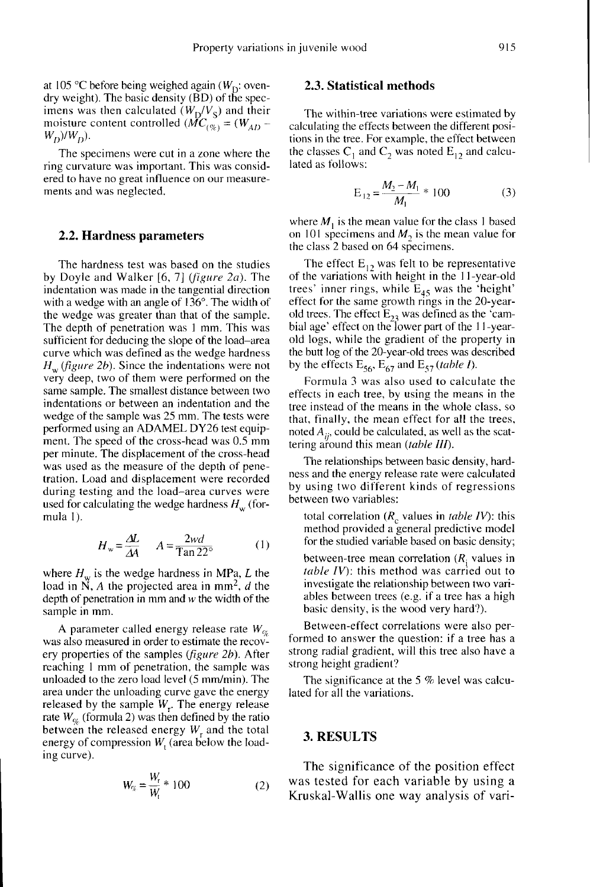at 105 °C before being weighed again ($W_D$; oven-dry weight). The basic density (BD) of the specimens was then calculated ($W_D/V_S$) and their moisture content controlled ($MC_{(\%)} = (W_{AD} - W_D)/W_D$).

The specimens were cut in a zone where the ring curvature was important. This was considered to have no great influence on our measurements and was neglected.

## 2.2. Hardness parameters

The hardness test was based on the studies by Doyle and Walker [6, 7] (*figure 2a*). The indentation was made in the tangential direction with a wedge with an angle of 136°. The width of the wedge was greater than that of the sample. The depth of penetration was 1 mm. This was sufficient for deducing the slope of the load–area curve which was defined as the wedge hardness $H_w$ (*figure 2b*). Since the indentations were not very deep, two of them were performed on the same sample. The smallest distance between two indentations or between an indentation and the wedge of the sample was 25 mm. The tests were performed using an ADAMEL DY26 test equipment. The speed of the cross-head was 0.5 mm per minute. The displacement of the cross-head was used as the measure of the depth of penetration. Load and displacement were recorded during testing and the load–area curves were used for calculating the wedge hardness $H_w$ (formula 1).

$$H_w = \frac{\Delta L}{\Delta A} \qquad A = \frac{2wd}{\operatorname{Tan} 22°} \qquad (1)$$

where $H_w$ is the wedge hardness in MPa, $L$ the load in N, $A$ the projected area in mm$^2$, $d$ the depth of penetration in mm and $w$ the width of the sample in mm.

A parameter called energy release rate $W_{\%}$ was also measured in order to estimate the recovery properties of the samples (*figure 2b*). After reaching 1 mm of penetration, the sample was unloaded to the zero load level (5 mm/min). The area under the unloading curve gave the energy released by the sample $W_r$. The energy release rate $W_{\%}$ (formula 2) was then defined by the ratio between the released energy $W_r$ and the total energy of compression $W_t$ (area below the loading curve).

$$W_{\%} = \frac{W_r}{W_t} * 100 \qquad (2)$$

## 2.3. Statistical methods

The within-tree variations were estimated by calculating the effects between the different positions in the tree. For example, the effect between the classes $C_1$ and $C_2$ was noted $E_{12}$ and calculated as follows:

$$E_{12} = \frac{M_2 - M_1}{M_1} * 100 \qquad (3)$$

where $M_1$ is the mean value for the class 1 based on 101 specimens and $M_2$ is the mean value for the class 2 based on 64 specimens.

The effect $E_{12}$ was felt to be representative of the variations with height in the 11-year-old trees' inner rings, while $E_{45}$ was the 'height' effect for the same growth rings in the 20-year-old trees. The effect $E_{23}$ was defined as the 'cambial age' effect on the lower part of the 11-year-old logs, while the gradient of the property in the butt log of the 20-year-old trees was described by the effects $E_{56}$, $E_{67}$ and $E_{57}$ (*table I*).

Formula 3 was also used to calculate the effects in each tree, by using the means in the tree instead of the means in the whole class, so that, finally, the mean effect for all the trees, noted $A_{ij}$, could be calculated, as well as the scattering around this mean (*table III*).

The relationships between basic density, hardness and the energy release rate were calculated by using two different kinds of regressions between two variables:

total correlation ($R_c$ values in *table IV*): this method provided a general predictive model for the studied variable based on basic density;

between-tree mean correlation ($R_i$ values in *table IV*): this method was carried out to investigate the relationship between two variables between trees (e.g. if a tree has a high basic density, is the wood very hard?).

Between-effect correlations were also performed to answer the question: if a tree has a strong radial gradient, will this tree also have a strong height gradient?

The significance at the 5 % level was calculated for all the variations.

# 3. RESULTS

The significance of the position effect was tested for each variable by using a Kruskal-Wallis one way analysis of vari-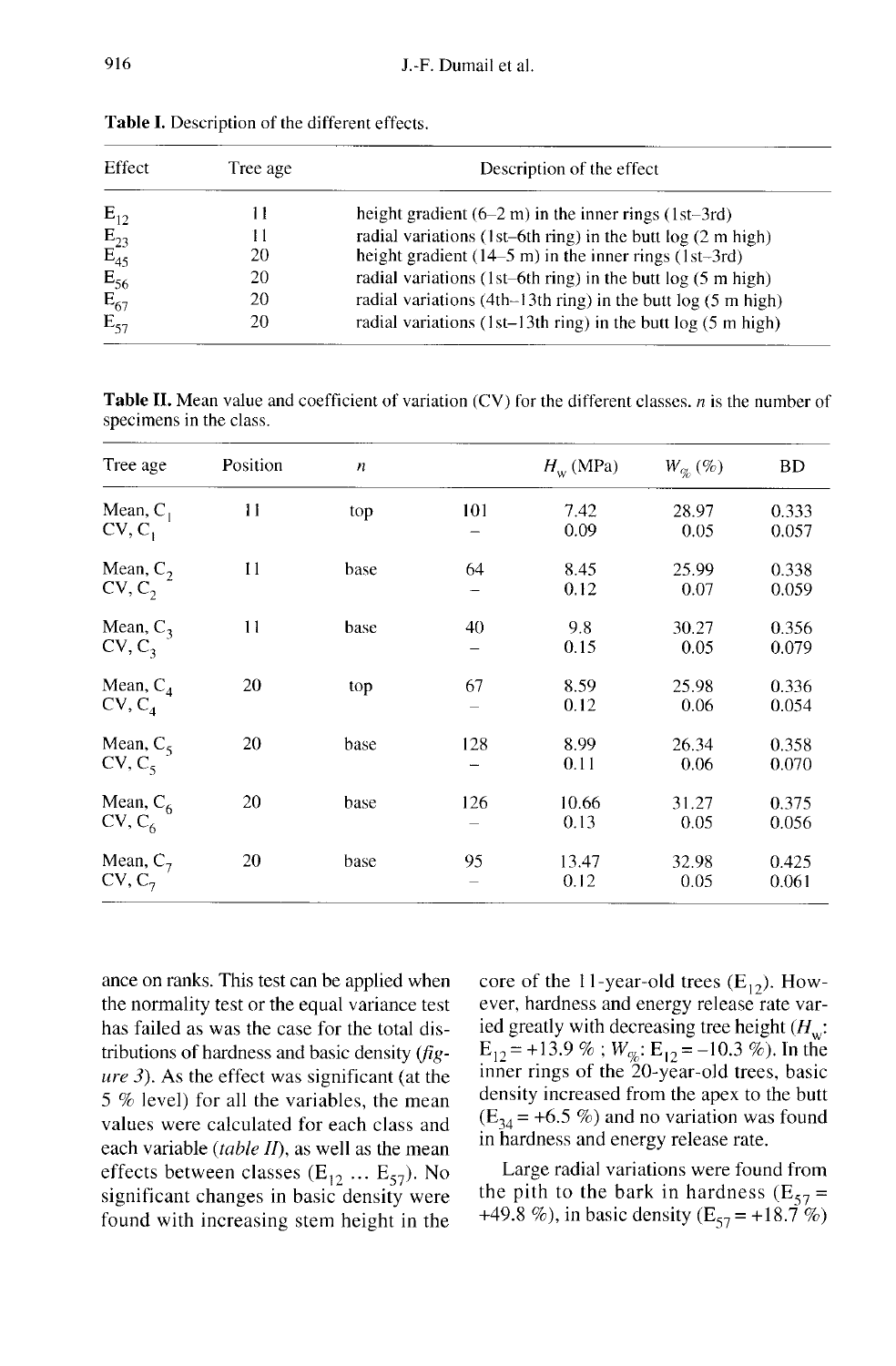**Table I.** Description of the different effects.

| Effect | Tree age | Description of the effect |
|---|---|---|
| $E_{12}$ | 11 | height gradient (6–2 m) in the inner rings (1st–3rd) |
| $E_{23}$ | 11 | radial variations (1st–6th ring) in the butt log (2 m high) |
| $E_{45}$ | 20 | height gradient (14–5 m) in the inner rings (1st–3rd) |
| $E_{56}$ | 20 | radial variations (1st–6th ring) in the butt log (5 m high) |
| $E_{67}$ | 20 | radial variations (4th–13th ring) in the butt log (5 m high) |
| $E_{57}$ | 20 | radial variations (1st–13th ring) in the butt log (5 m high) |

**Table II.** Mean value and coefficient of variation (CV) for the different classes. *n* is the number of specimens in the class.

| Tree age | Position | *n* | | $H_w$ (MPa) | $W_{\%}$ (%) | BD |
|---|---|---|---|---|---|---|
| Mean, $C_1$ | 11 | top | 101 | 7.42 | 28.97 | 0.333 |
| CV, $C_1$ | | | – | 0.09 | 0.05 | 0.057 |
| Mean, $C_2$ | 11 | base | 64 | 8.45 | 25.99 | 0.338 |
| CV, $C_2$ | | | – | 0.12 | 0.07 | 0.059 |
| Mean, $C_3$ | 11 | base | 40 | 9.8 | 30.27 | 0.356 |
| CV, $C_3$ | | | – | 0.15 | 0.05 | 0.079 |
| Mean, $C_4$ | 20 | top | 67 | 8.59 | 25.98 | 0.336 |
| CV, $C_4$ | | | – | 0.12 | 0.06 | 0.054 |
| Mean, $C_5$ | 20 | base | 128 | 8.99 | 26.34 | 0.358 |
| CV, $C_5$ | | | – | 0.11 | 0.06 | 0.070 |
| Mean, $C_6$ | 20 | base | 126 | 10.66 | 31.27 | 0.375 |
| CV, $C_6$ | | | – | 0.13 | 0.05 | 0.056 |
| Mean, $C_7$ | 20 | base | 95 | 13.47 | 32.98 | 0.425 |
| CV, $C_7$ | | | – | 0.12 | 0.05 | 0.061 |

ance on ranks. This test can be applied when the normality test or the equal variance test has failed as was the case for the total distributions of hardness and basic density (*figure 3*). As the effect was significant (at the 5 % level) for all the variables, the mean values were calculated for each class and each variable (*table II*), as well as the mean effects between classes ($E_{12}$ ... $E_{57}$). No significant changes in basic density were found with increasing stem height in the core of the 11-year-old trees ($E_{12}$). However, hardness and energy release rate varied greatly with decreasing tree height ($H_w$: $E_{12}$ = +13.9 % ; $W_{\%}$: $E_{12}$ = −10.3 %). In the inner rings of the 20-year-old trees, basic density increased from the apex to the butt ($E_{34}$ = +6.5 %) and no variation was found in hardness and energy release rate.

Large radial variations were found from the pith to the bark in hardness ($E_{57}$ = +49.8 %), in basic density ($E_{57}$ = +18.7 %)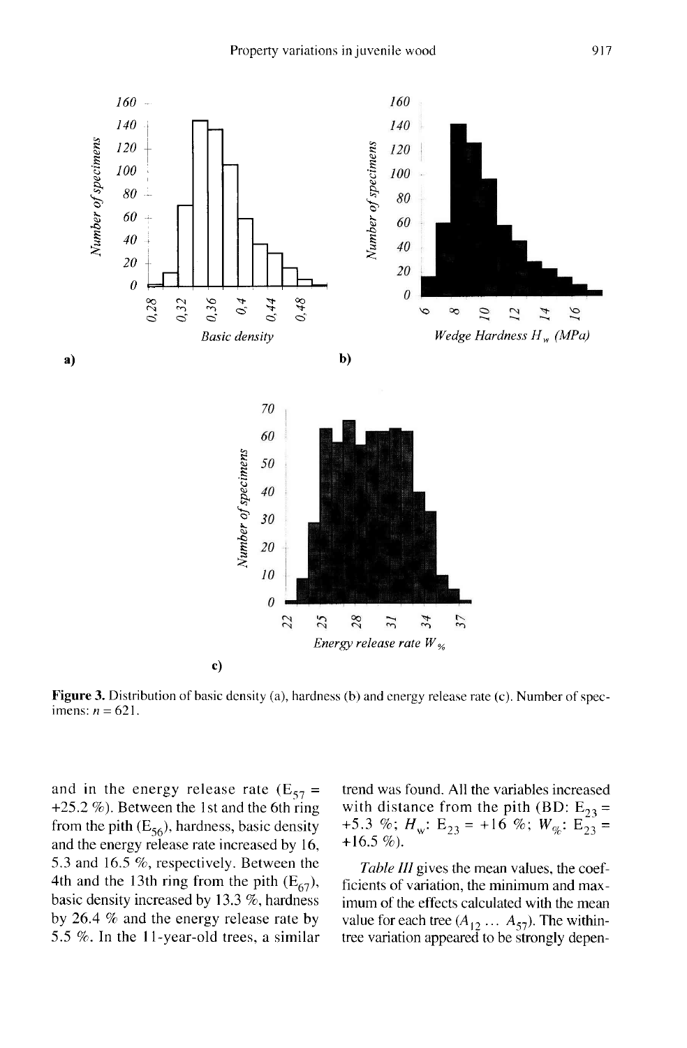**Figure 3.** Distribution of basic density (a), hardness (b) and energy release rate (c). Number of specimens: $n = 621$.

and in the energy release rate ($E_{57}$ = +25.2 %). Between the 1st and the 6th ring from the pith ($E_{56}$), hardness, basic density and the energy release rate increased by 16, 5.3 and 16.5 %, respectively. Between the 4th and the 13th ring from the pith ($E_{67}$), basic density increased by 13.3 %, hardness by 26.4 % and the energy release rate by 5.5 %. In the 11-year-old trees, a similar trend was found. All the variables increased with distance from the pith (BD: $E_{23}$ = +5.3 %; $H_w$: $E_{23}$ = +16 %; $W_{\%}$: $E_{23}$ = +16.5 %).

*Table III* gives the mean values, the coefficients of variation, the minimum and maximum of the effects calculated with the mean value for each tree ($A_{12}$ ... $A_{57}$). The within-tree variation appeared to be strongly depen-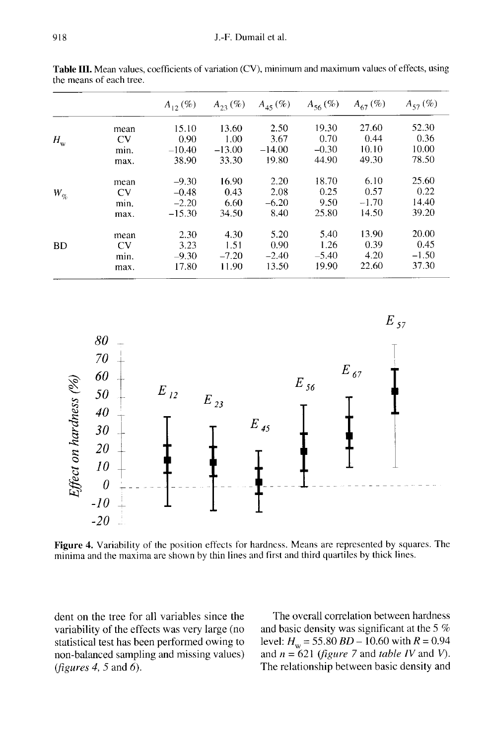**Table III.** Mean values, coefficients of variation (CV), minimum and maximum values of effects, using the means of each tree.

| | | $A_{12}$ (%) | $A_{23}$ (%) | $A_{45}$ (%) | $A_{56}$ (%) | $A_{67}$ (%) | $A_{57}$ (%) |
|---|---|---|---|---|---|---|---|
| $H_w$ | mean | 15.10 | 13.60 | 2.50 | 19.30 | 27.60 | 52.30 |
| | CV | 0.90 | 1.00 | 3.67 | 0.70 | 0.44 | 0.36 |
| | min. | –10.40 | –13.00 | –14.00 | –0.30 | 10.10 | 10.00 |
| | max. | 38.90 | 33.30 | 19.80 | 44.90 | 49.30 | 78.50 |
| $W_{\%}$ | mean | –9.30 | 16.90 | 2.20 | 18.70 | 6.10 | 25.60 |
| | CV | –0.48 | 0.43 | 2.08 | 0.25 | 0.57 | 0.22 |
| | min. | –2.20 | 6.60 | –6.20 | 9.50 | –1.70 | 14.40 |
| | max. | –15.30 | 34.50 | 8.40 | 25.80 | 14.50 | 39.20 |
| BD | mean | 2.30 | 4.30 | 5.20 | 5.40 | 13.90 | 20.00 |
| | CV | 3.23 | 1.51 | 0.90 | 1.26 | 0.39 | 0.45 |
| | min. | –9.30 | –7.20 | –2.40 | –5.40 | 4.20 | –1.50 |
| | max. | 17.80 | 11.90 | 13.50 | 19.90 | 22.60 | 37.30 |

**Figure 4.** Variability of the position effects for hardness. Means are represented by squares. The minima and the maxima are shown by thin lines and first and third quartiles by thick lines.

dent on the tree for all variables since the variability of the effects was very large (no statistical test has been performed owing to non-balanced sampling and missing values) (*figures 4, 5* and *6*).

The overall correlation between hardness and basic density was significant at the 5 % level: $H_w = 55.80\ BD - 10.60$ with $R = 0.94$ and $n = 621$ (*figure 7* and *table IV* and *V*). The relationship between basic density and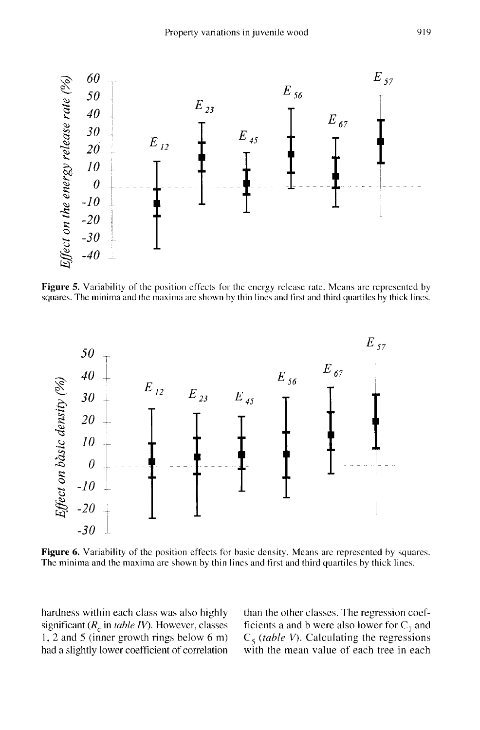**Figure 5.** Variability of the position effects for the energy release rate. Means are represented by squares. The minima and the maxima are shown by thin lines and first and third quartiles by thick lines.

**Figure 6.** Variability of the position effects for basic density. Means are represented by squares. The minima and the maxima are shown by thin lines and first and third quartiles by thick lines.

hardness within each class was also highly significant ($R_c$ in *table IV*). However, classes 1, 2 and 5 (inner growth rings below 6 m) had a slightly lower coefficient of correlation than the other classes. The regression coefficients a and b were also lower for $C_1$ and $C_5$ (*table V*). Calculating the regressions with the mean value of each tree in each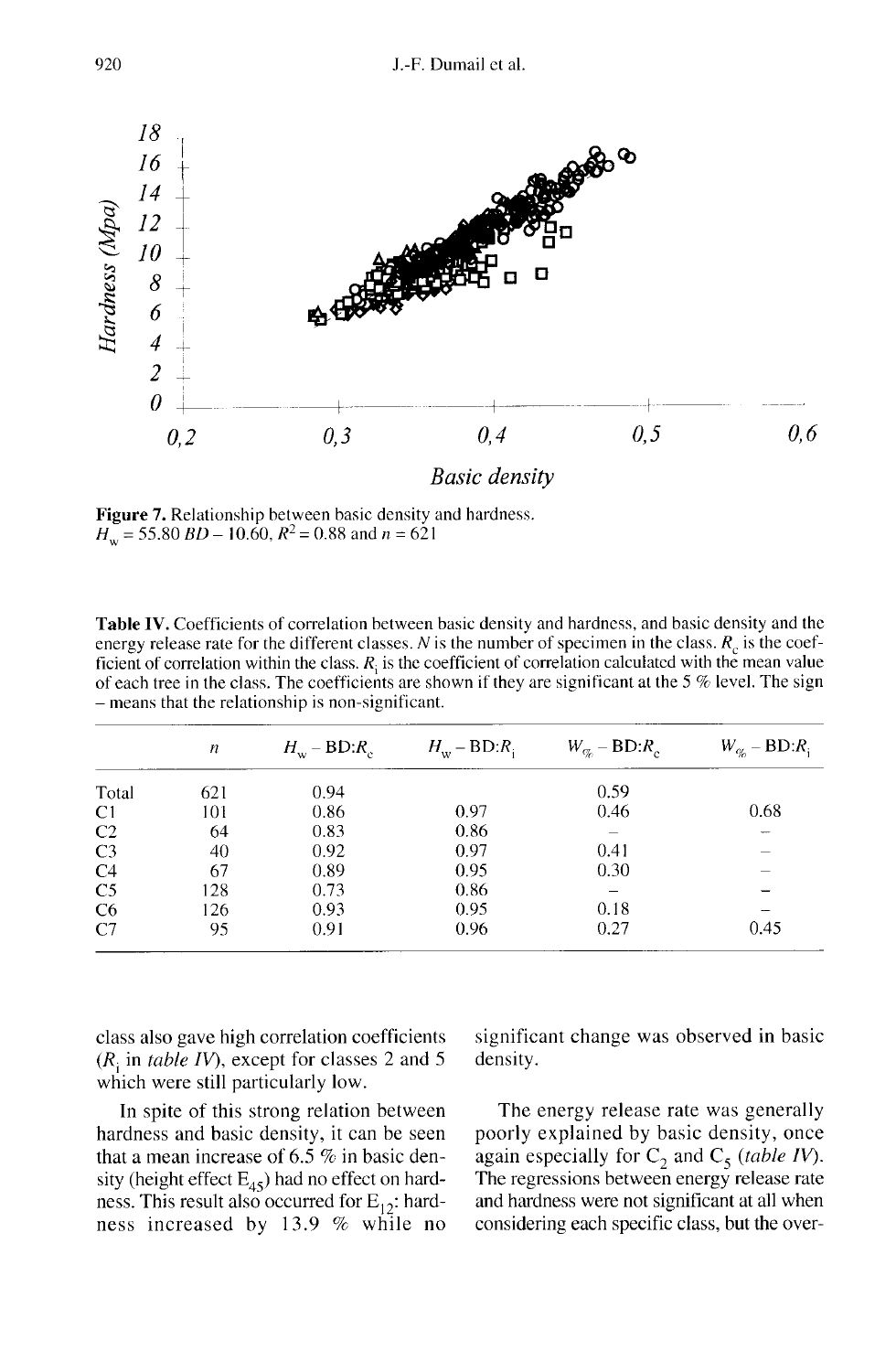Figure 7. Relationship between basic density and hardness.
$H_w = 55.80\ BD - 10.60$, $R^2 = 0.88$ and $n = 621$

Table IV. Coefficients of correlation between basic density and hardness, and basic density and the energy release rate for the different classes. $N$ is the number of specimen in the class. $R_c$ is the coefficient of correlation within the class. $R_i$ is the coefficient of correlation calculated with the mean value of each tree in the class. The coefficients are shown if they are significant at the 5 % level. The sign – means that the relationship is non-significant.

| | $n$ | $H_w$ – BD:$R_c$ | $H_w$ – BD:$R_i$ | $W_{\%}$ – BD:$R_c$ | $W_{\%}$ – BD:$R_i$ |
|---|---|---|---|---|---|
| Total | 621 | 0.94 | | 0.59 | |
| C1 | 101 | 0.86 | 0.97 | 0.46 | 0.68 |
| C2 | 64 | 0.83 | 0.86 | – | – |
| C3 | 40 | 0.92 | 0.97 | 0.41 | – |
| C4 | 67 | 0.89 | 0.95 | 0.30 | – |
| C5 | 128 | 0.73 | 0.86 | – | – |
| C6 | 126 | 0.93 | 0.95 | 0.18 | – |
| C7 | 95 | 0.91 | 0.96 | 0.27 | 0.45 |

class also gave high correlation coefficients ($R_i$ in *table IV*), except for classes 2 and 5 which were still particularly low.

In spite of this strong relation between hardness and basic density, it can be seen that a mean increase of 6.5 % in basic density (height effect $E_{45}$) had no effect on hardness. This result also occurred for $E_{12}$: hardness increased by 13.9 % while no significant change was observed in basic density.

The energy release rate was generally poorly explained by basic density, once again especially for $C_2$ and $C_5$ (*table IV*). The regressions between energy release rate and hardness were not significant at all when considering each specific class, but the over-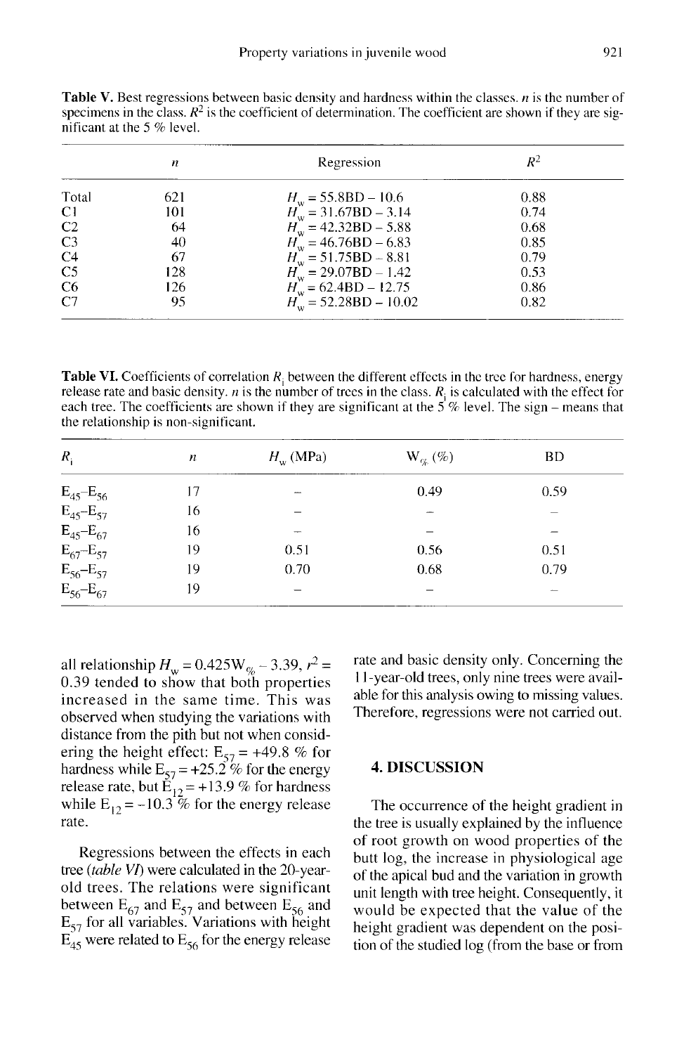**Table V.** Best regressions between basic density and hardness within the classes. $n$ is the number of specimens in the class. $R^2$ is the coefficient of determination. The coefficient are shown if they are significant at the 5 % level.

| | $n$ | Regression | $R^2$ |
|---|---|---|---|
| Total | 621 | $H_w = 55.8BD - 10.6$ | 0.88 |
| C1 | 101 | $H_w = 31.67BD - 3.14$ | 0.74 |
| C2 | 64 | $H_w = 42.32BD - 5.88$ | 0.68 |
| C3 | 40 | $H_w = 46.76BD - 6.83$ | 0.85 |
| C4 | 67 | $H_w = 51.75BD - 8.81$ | 0.79 |
| C5 | 128 | $H_w = 29.07BD - 1.42$ | 0.53 |
| C6 | 126 | $H_w = 62.4BD - 12.75$ | 0.86 |
| C7 | 95 | $H_w = 52.28BD - 10.02$ | 0.82 |

**Table VI.** Coefficients of correlation $R_i$ between the different effects in the tree for hardness, energy release rate and basic density. $n$ is the number of trees in the class. $R_i$ is calculated with the effect for each tree. The coefficients are shown if they are significant at the 5 % level. The sign – means that the relationship is non-significant.

| $R_i$ | $n$ | $H_w$ (MPa) | $W_{\%}$ (%) | BD |
|---|---|---|---|---|
| $E_{45}$–$E_{56}$ | 17 | – | 0.49 | 0.59 |
| $E_{45}$–$E_{57}$ | 16 | – | – | – |
| $E_{45}$–$E_{67}$ | 16 | – | – | – |
| $E_{67}$–$E_{57}$ | 19 | 0.51 | 0.56 | 0.51 |
| $E_{56}$–$E_{57}$ | 19 | 0.70 | 0.68 | 0.79 |
| $E_{56}$–$E_{67}$ | 19 | – | – | – |

all relationship $H_w = 0.425W_{\%} - 3.39$, $r^2 = 0.39$ tended to show that both properties increased in the same time. This was observed when studying the variations with distance from the pith but not when considering the height effect: $E_{57} = +49.8$ % for hardness while $E_{57} = +25.2$ % for the energy release rate, but $E_{12} = +13.9$ % for hardness while $E_{12} = -10.3$ % for the energy release rate.

Regressions between the effects in each tree (*table VI*) were calculated in the 20-year-old trees. The relations were significant between $E_{67}$ and $E_{57}$ and between $E_{56}$ and $E_{57}$ for all variables. Variations with height $E_{45}$ were related to $E_{56}$ for the energy release rate and basic density only. Concerning the 11-year-old trees, only nine trees were available for this analysis owing to missing values. Therefore, regressions were not carried out.

## 4. DISCUSSION

The occurrence of the height gradient in the tree is usually explained by the influence of root growth on wood properties of the butt log, the increase in physiological age of the apical bud and the variation in growth unit length with tree height. Consequently, it would be expected that the value of the height gradient was dependent on the position of the studied log (from the base or from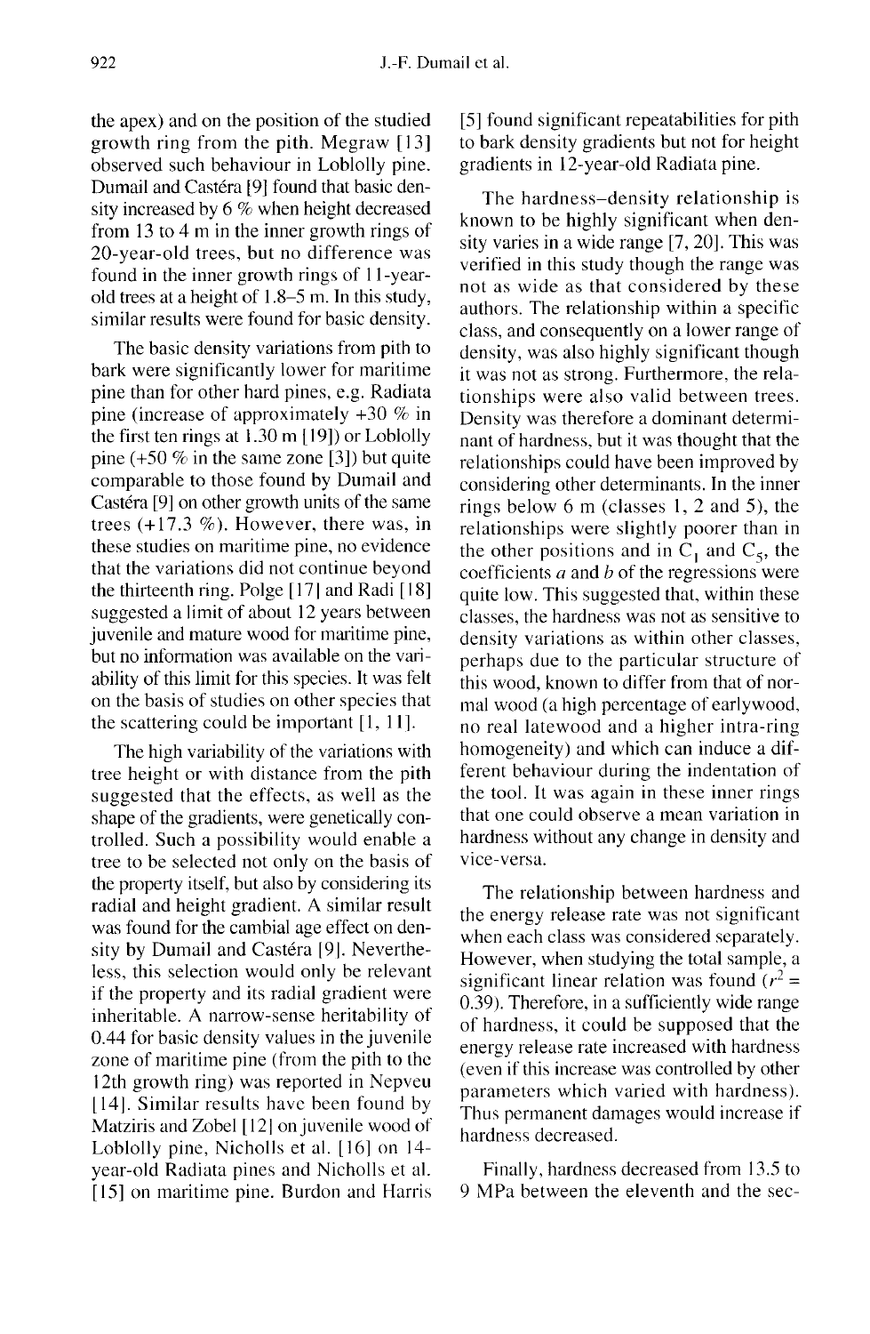the apex) and on the position of the studied growth ring from the pith. Megraw [13] observed such behaviour in Loblolly pine. Dumail and Castéra [9] found that basic density increased by 6 % when height decreased from 13 to 4 m in the inner growth rings of 20-year-old trees, but no difference was found in the inner growth rings of 11-year-old trees at a height of 1.8–5 m. In this study, similar results were found for basic density.

The basic density variations from pith to bark were significantly lower for maritime pine than for other hard pines, e.g. Radiata pine (increase of approximately +30 % in the first ten rings at 1.30 m [19]) or Loblolly pine (+50 % in the same zone [3]) but quite comparable to those found by Dumail and Castéra [9] on other growth units of the same trees (+17.3 %). However, there was, in these studies on maritime pine, no evidence that the variations did not continue beyond the thirteenth ring. Polge [17] and Radi [18] suggested a limit of about 12 years between juvenile and mature wood for maritime pine, but no information was available on the variability of this limit for this species. It was felt on the basis of studies on other species that the scattering could be important [1, 11].

The high variability of the variations with tree height or with distance from the pith suggested that the effects, as well as the shape of the gradients, were genetically controlled. Such a possibility would enable a tree to be selected not only on the basis of the property itself, but also by considering its radial and height gradient. A similar result was found for the cambial age effect on density by Dumail and Castéra [9]. Nevertheless, this selection would only be relevant if the property and its radial gradient were inheritable. A narrow-sense heritability of 0.44 for basic density values in the juvenile zone of maritime pine (from the pith to the 12th growth ring) was reported in Nepveu [14]. Similar results have been found by Matziris and Zobel [12] on juvenile wood of Loblolly pine, Nicholls et al. [16] on 14-year-old Radiata pines and Nicholls et al. [15] on maritime pine. Burdon and Harris [5] found significant repeatabilities for pith to bark density gradients but not for height gradients in 12-year-old Radiata pine.

The hardness–density relationship is known to be highly significant when density varies in a wide range [7, 20]. This was verified in this study though the range was not as wide as that considered by these authors. The relationship within a specific class, and consequently on a lower range of density, was also highly significant though it was not as strong. Furthermore, the relationships were also valid between trees. Density was therefore a dominant determinant of hardness, but it was thought that the relationships could have been improved by considering other determinants. In the inner rings below 6 m (classes 1, 2 and 5), the relationships were slightly poorer than in the other positions and in $C_1$ and $C_5$, the coefficients *a* and *b* of the regressions were quite low. This suggested that, within these classes, the hardness was not as sensitive to density variations as within other classes, perhaps due to the particular structure of this wood, known to differ from that of normal wood (a high percentage of earlywood, no real latewood and a higher intra-ring homogeneity) and which can induce a different behaviour during the indentation of the tool. It was again in these inner rings that one could observe a mean variation in hardness without any change in density and vice-versa.

The relationship between hardness and the energy release rate was not significant when each class was considered separately. However, when studying the total sample, a significant linear relation was found ($r^2$ = 0.39). Therefore, in a sufficiently wide range of hardness, it could be supposed that the energy release rate increased with hardness (even if this increase was controlled by other parameters which varied with hardness). Thus permanent damages would increase if hardness decreased.

Finally, hardness decreased from 13.5 to 9 MPa between the eleventh and the sec-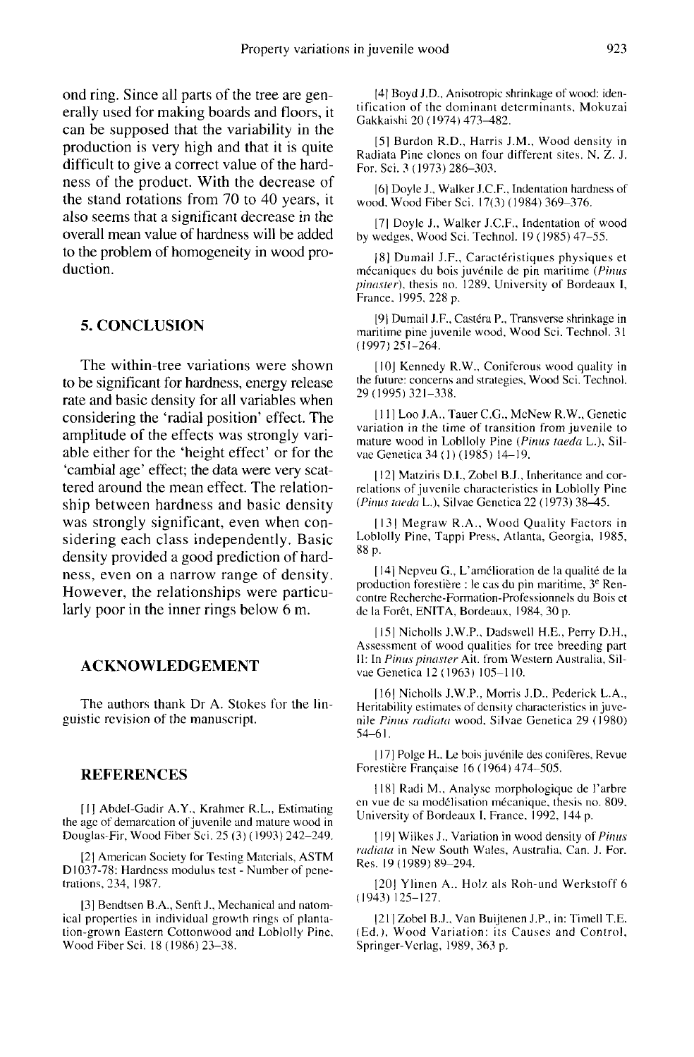ond ring. Since all parts of the tree are generally used for making boards and floors, it can be supposed that the variability in the production is very high and that it is quite difficult to give a correct value of the hardness of the product. With the decrease of the stand rotations from 70 to 40 years, it also seems that a significant decrease in the overall mean value of hardness will be added to the problem of homogeneity in wood production.

## 5. CONCLUSION

The within-tree variations were shown to be significant for hardness, energy release rate and basic density for all variables when considering the 'radial position' effect. The amplitude of the effects was strongly variable either for the 'height effect' or for the 'cambial age' effect; the data were very scattered around the mean effect. The relationship between hardness and basic density was strongly significant, even when considering each class independently. Basic density provided a good prediction of hardness, even on a narrow range of density. However, the relationships were particularly poor in the inner rings below 6 m.

## ACKNOWLEDGEMENT

The authors thank Dr A. Stokes for the linguistic revision of the manuscript.

## REFERENCES

[1] Abdel-Gadir A.Y., Krahmer R.L., Estimating the age of demarcation of juvenile and mature wood in Douglas-Fir, Wood Fiber Sci. 25 (3) (1993) 242–249.

[2] American Society for Testing Materials, ASTM D1037-78: Hardness modulus test - Number of penetrations, 234, 1987.

[3] Bendtsen B.A., Senft J., Mechanical and natomical properties in individual growth rings of plantation-grown Eastern Cottonwood and Loblolly Pine, Wood Fiber Sci. 18 (1986) 23–38.

[4] Boyd J.D., Anisotropic shrinkage of wood: identification of the dominant determinants, Mokuzai Gakkaishi 20 (1974) 473–482.

[5] Burdon R.D., Harris J.M., Wood density in Radiata Pine clones on four different sites, N. Z. J. For. Sci. 3 (1973) 286–303.

[6] Doyle J., Walker J.C.F., Indentation hardness of wood, Wood Fiber Sci. 17(3) (1984) 369–376.

[7] Doyle J., Walker J.C.F., Indentation of wood by wedges, Wood Sci. Technol. 19 (1985) 47–55.

[8] Dumail J.F., Caractéristiques physiques et mécaniques du bois juvénile de pin maritime (*Pinus pinaster*), thesis no. 1289, University of Bordeaux I, France, 1995, 228 p.

[9] Dumail J.F., Castéra P., Transverse shrinkage in maritime pine juvenile wood, Wood Sci. Technol. 31 (1997) 251–264.

[10] Kennedy R.W., Coniferous wood quality in the future: concerns and strategies, Wood Sci. Technol. 29 (1995) 321–338.

[11] Loo J.A., Tauer C.G., McNew R.W., Genetic variation in the time of transition from juvenile to mature wood in Loblloly Pine (*Pinus taeda* L.), Silvae Genetica 34 (1) (1985) 14–19.

[12] Matziris D.I., Zobel B.J., Inheritance and correlations of juvenile characteristics in Loblolly Pine (*Pinus taeda* L.), Silvae Genetica 22 (1973) 38–45.

[13] Megraw R.A., Wood Quality Factors in Loblolly Pine, Tappi Press, Atlanta, Georgia, 1985, 88 p.

[14] Nepveu G., L'amélioration de la qualité de la production forestière : le cas du pin maritime, 3[e] Rencontre Recherche-Formation-Professionnels du Bois et de la Forêt, ENITA, Bordeaux, 1984, 30 p.

[15] Nicholls J.W.P., Dadswell H.E., Perry D.H., Assessment of wood qualities for tree breeding part II: In *Pinus pinaster* Ait. from Western Australia, Silvae Genetica 12 (1963) 105–110.

[16] Nicholls J.W.P., Morris J.D., Pederick L.A., Heritability estimates of density characteristics in juvenile *Pinus radiata* wood, Silvae Genetica 29 (1980) 54–61.

[17] Polge H., Le bois juvénile des conifères, Revue Forestière Française 16 (1964) 474–505.

[18] Radi M., Analyse morphologique de l'arbre en vue de sa modélisation mécanique, thesis no. 809, University of Bordeaux I, France, 1992, 144 p.

[19] Wilkes J., Variation in wood density of *Pinus radiata* in New South Wales, Australia, Can. J. For. Res. 19 (1989) 89–294.

[20] Ylinen A., Holz als Roh-und Werkstoff 6 (1943) 125–127.

[21] Zobel B.J., Van Buijtenen J.P., in: Timell T.E. (Ed.), Wood Variation: its Causes and Control, Springer-Verlag, 1989, 363 p.